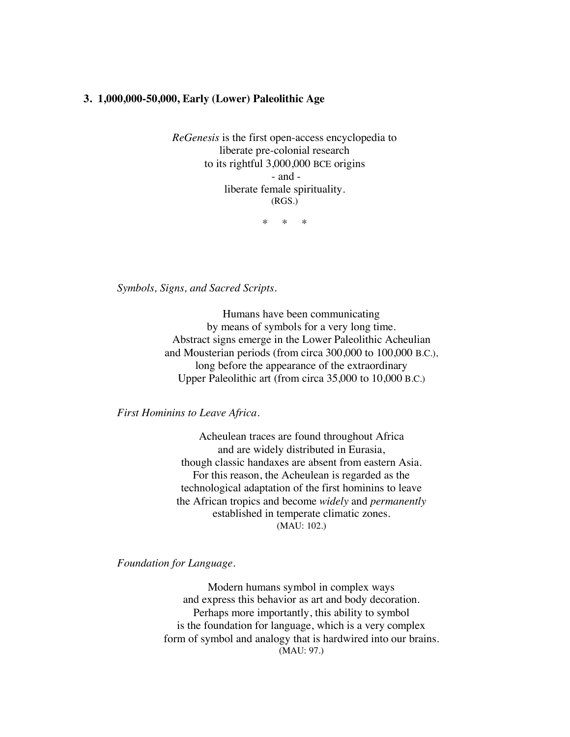### 3. 1,000,000-50,000, Early (Lower) Paleolithic Age

*ReGenesis* is the first open-access encyclopedia to
liberate pre-colonial research
to its rightful 3,000,000 BCE origins
\- and -
liberate female spirituality.
(RGS.)

\*  \*  \*

*Symbols, Signs, and Sacred Scripts.*

Humans have been communicating
by means of symbols for a very long time.
Abstract signs emerge in the Lower Paleolithic Acheulian
and Mousterian periods (from circa 300,000 to 100,000 B.C.),
long before the appearance of the extraordinary
Upper Paleolithic art (from circa 35,000 to 10,000 B.C.)

*First Hominins to Leave Africa.*

Acheulean traces are found throughout Africa
and are widely distributed in Eurasia,
though classic handaxes are absent from eastern Asia.
For this reason, the Acheulean is regarded as the
technological adaptation of the first hominins to leave
the African tropics and become *widely* and *permanently*
established in temperate climatic zones.
(MAU: 102.)

*Foundation for Language.*

Modern humans symbol in complex ways
and express this behavior as art and body decoration.
Perhaps more importantly, this ability to symbol
is the foundation for language, which is a very complex
form of symbol and analogy that is hardwired into our brains.
(MAU: 97.)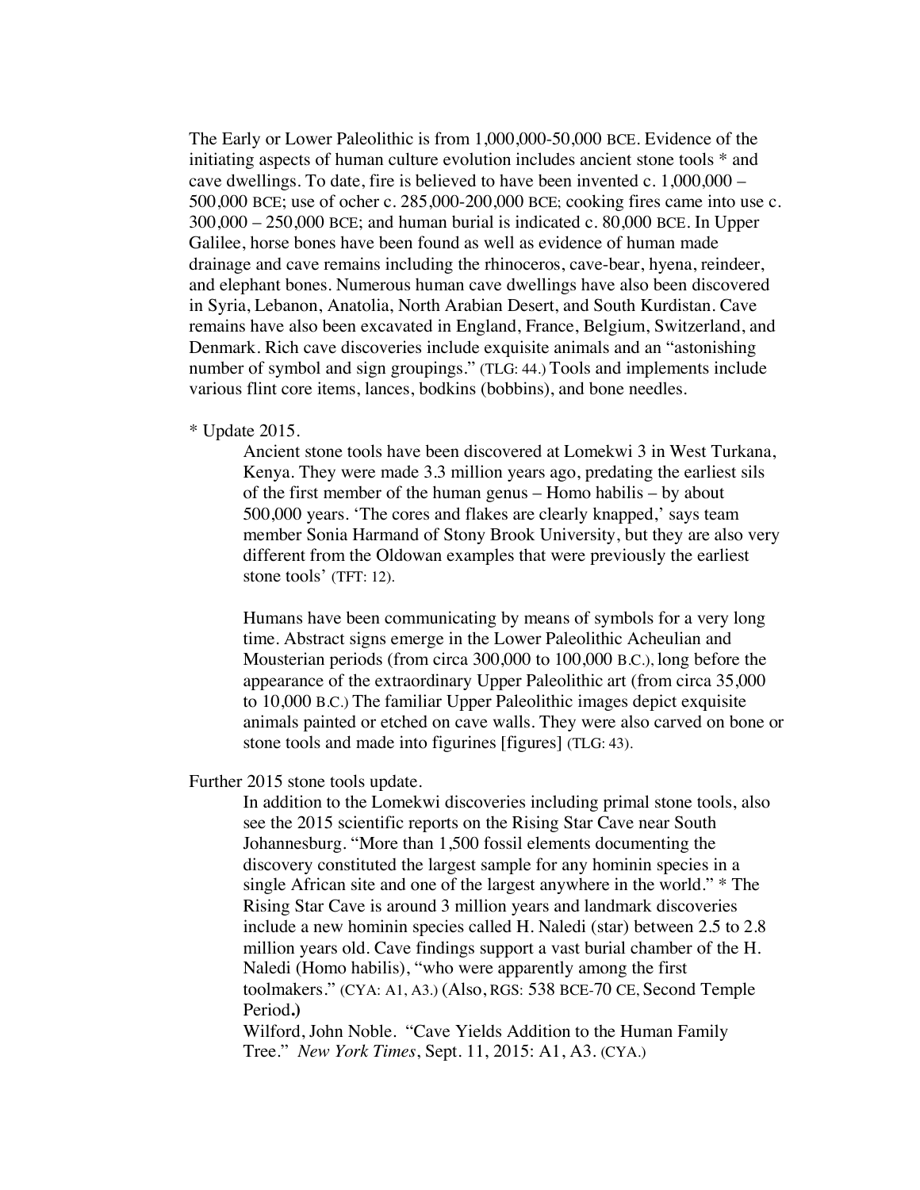The Early or Lower Paleolithic is from 1,000,000-50,000 BCE. Evidence of the initiating aspects of human culture evolution includes ancient stone tools * and cave dwellings. To date, fire is believed to have been invented c. 1,000,000 – 500,000 BCE; use of ocher c. 285,000-200,000 BCE; cooking fires came into use c. 300,000 – 250,000 BCE; and human burial is indicated c. 80,000 BCE. In Upper Galilee, horse bones have been found as well as evidence of human made drainage and cave remains including the rhinoceros, cave-bear, hyena, reindeer, and elephant bones. Numerous human cave dwellings have also been discovered in Syria, Lebanon, Anatolia, North Arabian Desert, and South Kurdistan. Cave remains have also been excavated in England, France, Belgium, Switzerland, and Denmark. Rich cave discoveries include exquisite animals and an "astonishing number of symbol and sign groupings." (TLG: 44.) Tools and implements include various flint core items, lances, bodkins (bobbins), and bone needles.

* Update 2015.

> Ancient stone tools have been discovered at Lomekwi 3 in West Turkana, Kenya. They were made 3.3 million years ago, predating the earliest sils of the first member of the human genus – Homo habilis – by about 500,000 years. 'The cores and flakes are clearly knapped,' says team member Sonia Harmand of Stony Brook University, but they are also very different from the Oldowan examples that were previously the earliest stone tools' (TFT: 12).
>
> Humans have been communicating by means of symbols for a very long time. Abstract signs emerge in the Lower Paleolithic Acheulian and Mousterian periods (from circa 300,000 to 100,000 B.C.), long before the appearance of the extraordinary Upper Paleolithic art (from circa 35,000 to 10,000 B.C.) The familiar Upper Paleolithic images depict exquisite animals painted or etched on cave walls. They were also carved on bone or stone tools and made into figurines [figures] (TLG: 43).

Further 2015 stone tools update.

> In addition to the Lomekwi discoveries including primal stone tools, also see the 2015 scientific reports on the Rising Star Cave near South Johannesburg. "More than 1,500 fossil elements documenting the discovery constituted the largest sample for any hominin species in a single African site and one of the largest anywhere in the world." * The Rising Star Cave is around 3 million years and landmark discoveries include a new hominin species called H. Naledi (star) between 2.5 to 2.8 million years old. Cave findings support a vast burial chamber of the H. Naledi (Homo habilis), "who were apparently among the first toolmakers." (CYA: A1, A3.) (Also, RGS: 538 BCE-70 CE, Second Temple Period**.)**
>
> Wilford, John Noble. "Cave Yields Addition to the Human Family Tree." *New York Times*, Sept. 11, 2015: A1, A3. (CYA.)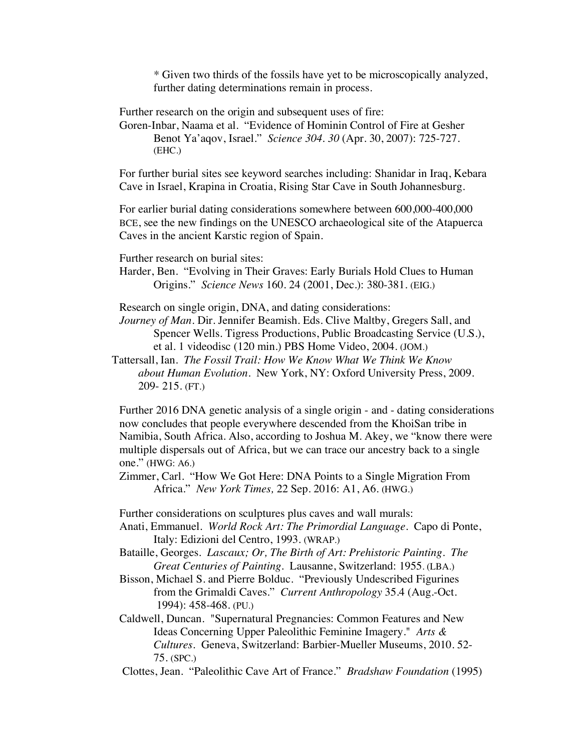* Given two thirds of the fossils have yet to be microscopically analyzed, further dating determinations remain in process.

Further research on the origin and subsequent uses of fire:

Goren-Inbar, Naama et al. "Evidence of Hominin Control of Fire at Gesher Benot Ya'aqov, Israel." *Science 304. 30* (Apr. 30, 2007): 725-727. (EHC.)

For further burial sites see keyword searches including: Shanidar in Iraq, Kebara Cave in Israel, Krapina in Croatia, Rising Star Cave in South Johannesburg.

For earlier burial dating considerations somewhere between 600,000-400,000 BCE, see the new findings on the UNESCO archaeological site of the Atapuerca Caves in the ancient Karstic region of Spain.

Further research on burial sites:

Harder, Ben. "Evolving in Their Graves: Early Burials Hold Clues to Human Origins." *Science News* 160. 24 (2001, Dec.): 380-381. (EIG.)

Research on single origin, DNA, and dating considerations:

*Journey of Man*. Dir. Jennifer Beamish. Eds. Clive Maltby, Gregers Sall, and Spencer Wells. Tigress Productions, Public Broadcasting Service (U.S.), et al. 1 videodisc (120 min.) PBS Home Video, 2004. (JOM.)

Tattersall, Ian. *The Fossil Trail: How We Know What We Think We Know about Human Evolution*. New York, NY: Oxford University Press, 2009. 209- 215. (FT.)

Further 2016 DNA genetic analysis of a single origin - and - dating considerations now concludes that people everywhere descended from the KhoiSan tribe in Namibia, South Africa. Also, according to Joshua M. Akey, we "know there were multiple dispersals out of Africa, but we can trace our ancestry back to a single one." (HWG: A6.)

Zimmer, Carl. "How We Got Here: DNA Points to a Single Migration From Africa." *New York Times,* 22 Sep. 2016: A1, A6. (HWG.)

Further considerations on sculptures plus caves and wall murals:

Anati, Emmanuel. *World Rock Art: The Primordial Language*. Capo di Ponte, Italy: Edizioni del Centro, 1993. (WRAP.)

Bataille, Georges. *Lascaux; Or, The Birth of Art: Prehistoric Painting. The Great Centuries of Painting*. Lausanne, Switzerland: 1955. (LBA.)

Bisson, Michael S. and Pierre Bolduc. "Previously Undescribed Figurines from the Grimaldi Caves." *Current Anthropology* 35.4 (Aug.-Oct. 1994): 458-468. (PU.)

Caldwell, Duncan. "Supernatural Pregnancies: Common Features and New Ideas Concerning Upper Paleolithic Feminine Imagery." *Arts & Cultures*. Geneva, Switzerland: Barbier-Mueller Museums, 2010. 52-75. (SPC.)

Clottes, Jean. "Paleolithic Cave Art of France." *Bradshaw Foundation* (1995)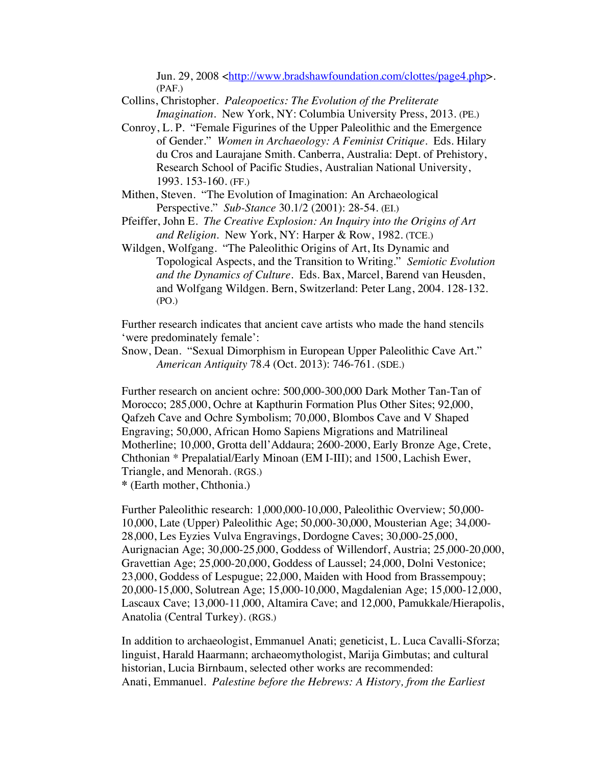Jun. 29, 2008 <http://www.bradshawfoundation.com/clottes/page4.php>. (PAF.)

Collins, Christopher. *Paleopoetics: The Evolution of the Preliterate Imagination*. New York, NY: Columbia University Press, 2013. (PE.)

Conroy, L. P. "Female Figurines of the Upper Paleolithic and the Emergence of Gender." *Women in Archaeology: A Feminist Critique*. Eds. Hilary du Cros and Laurajane Smith. Canberra, Australia: Dept. of Prehistory, Research School of Pacific Studies, Australian National University, 1993. 153-160. (FF.)

Mithen, Steven. "The Evolution of Imagination: An Archaeological Perspective." *Sub-Stance* 30.1/2 (2001): 28-54. (EI.)

Pfeiffer, John E. *The Creative Explosion: An Inquiry into the Origins of Art and Religion*. New York, NY: Harper & Row, 1982. (TCE.)

Wildgen, Wolfgang. "The Paleolithic Origins of Art, Its Dynamic and Topological Aspects, and the Transition to Writing." *Semiotic Evolution and the Dynamics of Culture*. Eds. Bax, Marcel, Barend van Heusden, and Wolfgang Wildgen. Bern, Switzerland: Peter Lang, 2004. 128-132. (PO.)

Further research indicates that ancient cave artists who made the hand stencils 'were predominately female':

Snow, Dean. "Sexual Dimorphism in European Upper Paleolithic Cave Art." *American Antiquity* 78.4 (Oct. 2013): 746-761. (SDE.)

Further research on ancient ochre: 500,000-300,000 Dark Mother Tan-Tan of Morocco; 285,000, Ochre at Kapthurin Formation Plus Other Sites; 92,000, Qafzeh Cave and Ochre Symbolism; 70,000, Blombos Cave and V Shaped Engraving; 50,000, African Homo Sapiens Migrations and Matrilineal Motherline; 10,000, Grotta dell'Addaura; 2600-2000, Early Bronze Age, Crete, Chthonian * Prepalatial/Early Minoan (EM I-III); and 1500, Lachish Ewer, Triangle, and Menorah. (RGS.)

* (Earth mother, Chthonia.)

Further Paleolithic research: 1,000,000-10,000, Paleolithic Overview; 50,000-10,000, Late (Upper) Paleolithic Age; 50,000-30,000, Mousterian Age; 34,000-28,000, Les Eyzies Vulva Engravings, Dordogne Caves; 30,000-25,000, Aurignacian Age; 30,000-25,000, Goddess of Willendorf, Austria; 25,000-20,000, Gravettian Age; 25,000-20,000, Goddess of Laussel; 24,000, Dolni Vestonice; 23,000, Goddess of Lespugue; 22,000, Maiden with Hood from Brassempouy; 20,000-15,000, Solutrean Age; 15,000-10,000, Magdalenian Age; 15,000-12,000, Lascaux Cave; 13,000-11,000, Altamira Cave; and 12,000, Pamukkale/Hierapolis, Anatolia (Central Turkey). (RGS.)

In addition to archaeologist, Emmanuel Anati; geneticist, L. Luca Cavalli-Sforza; linguist, Harald Haarmann; archaeomythologist, Marija Gimbutas; and cultural historian, Lucia Birnbaum, selected other works are recommended:

Anati, Emmanuel. *Palestine before the Hebrews: A History, from the Earliest*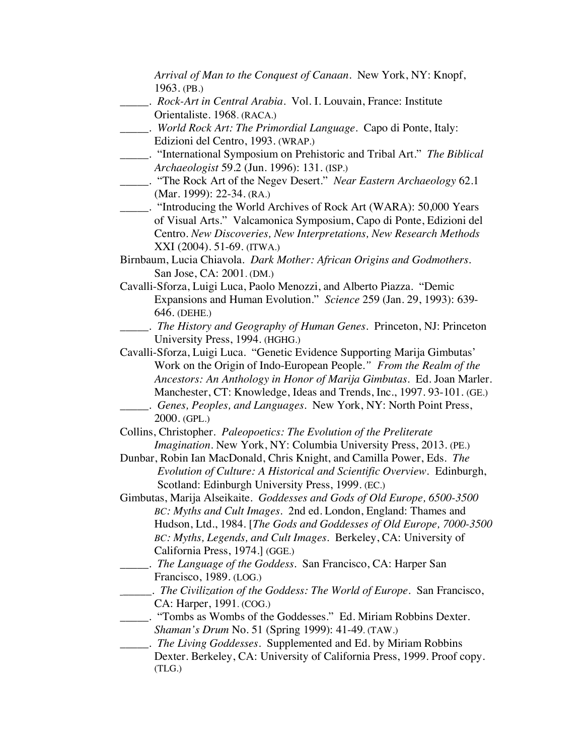*Arrival of Man to the Conquest of Canaan*. New York, NY: Knopf, 1963. (PB.)

_____. *Rock-Art in Central Arabia*. Vol. I. Louvain, France: Institute Orientaliste. 1968. (RACA.)

_____. *World Rock Art: The Primordial Language*. Capo di Ponte, Italy: Edizioni del Centro, 1993. (WRAP.)

_____. "International Symposium on Prehistoric and Tribal Art." *The Biblical Archaeologist* 59.2 (Jun. 1996): 131. (ISP.)

_____. "The Rock Art of the Negev Desert." *Near Eastern Archaeology* 62.1 (Mar. 1999): 22-34. (RA.)

_____. "Introducing the World Archives of Rock Art (WARA): 50,000 Years of Visual Arts." Valcamonica Symposium, Capo di Ponte, Edizioni del Centro. *New Discoveries, New Interpretations, New Research Methods* XXI (2004). 51-69. (ITWA.)

Birnbaum, Lucia Chiavola. *Dark Mother: African Origins and Godmothers*. San Jose, CA: 2001. (DM.)

Cavalli-Sforza, Luigi Luca, Paolo Menozzi, and Alberto Piazza. "Demic Expansions and Human Evolution." *Science* 259 (Jan. 29, 1993): 639-646. (DEHE.)

_____. *The History and Geography of Human Genes*. Princeton, NJ: Princeton University Press, 1994. (HGHG.)

Cavalli-Sforza, Luigi Luca. "Genetic Evidence Supporting Marija Gimbutas' Work on the Origin of Indo-European People." *From the Realm of the Ancestors: An Anthology in Honor of Marija Gimbutas*. Ed. Joan Marler. Manchester, CT: Knowledge, Ideas and Trends, Inc., 1997. 93-101. (GE.)

_____. *Genes, Peoples, and Languages*. New York, NY: North Point Press, 2000. (GPL.)

Collins, Christopher. *Paleopoetics: The Evolution of the Preliterate Imagination*. New York, NY: Columbia University Press, 2013. (PE.)

Dunbar, Robin Ian MacDonald, Chris Knight, and Camilla Power, Eds. *The Evolution of Culture: A Historical and Scientific Overview*. Edinburgh, Scotland: Edinburgh University Press, 1999. (EC.)

Gimbutas, Marija Alseikaite. *Goddesses and Gods of Old Europe, 6500-3500 BC: Myths and Cult Images*. 2nd ed. London, England: Thames and Hudson, Ltd., 1984. [*The Gods and Goddesses of Old Europe, 7000-3500 BC: Myths, Legends, and Cult Images*. Berkeley, CA: University of California Press, 1974.] (GGE.)

_____. *The Language of the Goddess*. San Francisco, CA: Harper San Francisco, 1989. (LOG.)

______. *The Civilization of the Goddess: The World of Europe*. San Francisco, CA: Harper, 1991. (COG.)

_____. "Tombs as Wombs of the Goddesses." Ed. Miriam Robbins Dexter. *Shaman's Drum* No. 51 (Spring 1999): 41-49. (TAW.)

_____. *The Living Goddesses*. Supplemented and Ed. by Miriam Robbins Dexter. Berkeley, CA: University of California Press, 1999. Proof copy. (TLG.)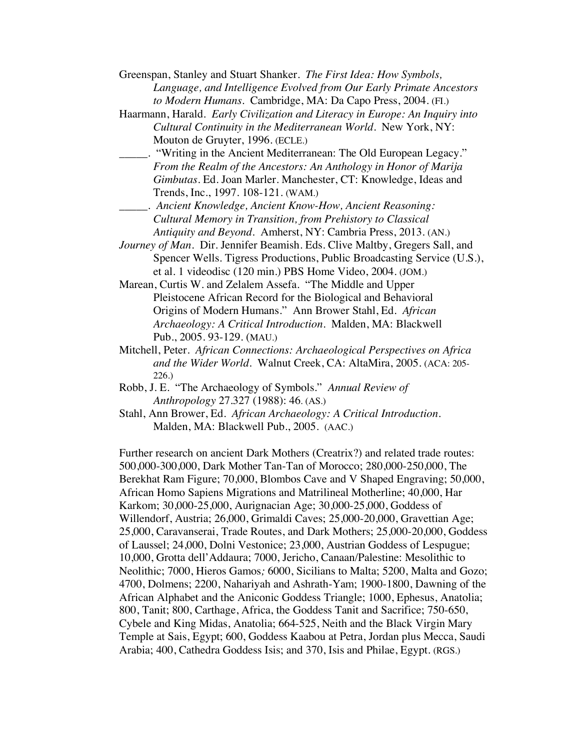Greenspan, Stanley and Stuart Shanker. *The First Idea: How Symbols, Language, and Intelligence Evolved from Our Early Primate Ancestors to Modern Humans*. Cambridge, MA: Da Capo Press, 2004. (FI.)

Haarmann, Harald. *Early Civilization and Literacy in Europe: An Inquiry into Cultural Continuity in the Mediterranean World*. New York, NY: Mouton de Gruyter, 1996. (ECLE.)

_____. "Writing in the Ancient Mediterranean: The Old European Legacy." *From the Realm of the Ancestors: An Anthology in Honor of Marija Gimbutas*. Ed. Joan Marler. Manchester, CT: Knowledge, Ideas and Trends, Inc., 1997. 108-121. (WAM.)

_____. *Ancient Knowledge, Ancient Know-How, Ancient Reasoning: Cultural Memory in Transition, from Prehistory to Classical Antiquity and Beyond*. Amherst, NY: Cambria Press, 2013. (AN.)

*Journey of Man*. Dir. Jennifer Beamish. Eds. Clive Maltby, Gregers Sall, and Spencer Wells. Tigress Productions, Public Broadcasting Service (U.S.), et al. 1 videodisc (120 min.) PBS Home Video, 2004. (JOM.)

Marean, Curtis W. and Zelalem Assefa. "The Middle and Upper Pleistocene African Record for the Biological and Behavioral Origins of Modern Humans." Ann Brower Stahl, Ed. *African Archaeology: A Critical Introduction*. Malden, MA: Blackwell Pub., 2005. 93-129. (MAU.)

Mitchell, Peter. *African Connections: Archaeological Perspectives on Africa and the Wider World*. Walnut Creek, CA: AltaMira, 2005. (ACA: 205-226.)

Robb, J. E. "The Archaeology of Symbols." *Annual Review of Anthropology* 27.327 (1988): 46. (AS.)

Stahl, Ann Brower, Ed. *African Archaeology: A Critical Introduction*. Malden, MA: Blackwell Pub., 2005. (AAC.)

Further research on ancient Dark Mothers (Creatrix?) and related trade routes: 500,000-300,000, Dark Mother Tan-Tan of Morocco; 280,000-250,000, The Berekhat Ram Figure; 70,000, Blombos Cave and V Shaped Engraving; 50,000, African Homo Sapiens Migrations and Matrilineal Motherline; 40,000, Har Karkom; 30,000-25,000, Aurignacian Age; 30,000-25,000, Goddess of Willendorf, Austria; 26,000, Grimaldi Caves; 25,000-20,000, Gravettian Age; 25,000, Caravanserai, Trade Routes, and Dark Mothers; 25,000-20,000, Goddess of Laussel; 24,000, Dolni Vestonice; 23,000, Austrian Goddess of Lespugue; 10,000, Grotta dell'Addaura; 7000, Jericho, Canaan/Palestine: Mesolithic to Neolithic; 7000, Hieros Gamos*;* 6000, Sicilians to Malta; 5200, Malta and Gozo; 4700, Dolmens; 2200, Nahariyah and Ashrath-Yam; 1900-1800, Dawning of the African Alphabet and the Aniconic Goddess Triangle; 1000, Ephesus, Anatolia; 800, Tanit; 800, Carthage, Africa, the Goddess Tanit and Sacrifice; 750-650, Cybele and King Midas, Anatolia; 664-525, Neith and the Black Virgin Mary Temple at Sais, Egypt; 600, Goddess Kaabou at Petra, Jordan plus Mecca, Saudi Arabia; 400, Cathedra Goddess Isis; and 370, Isis and Philae, Egypt. (RGS.)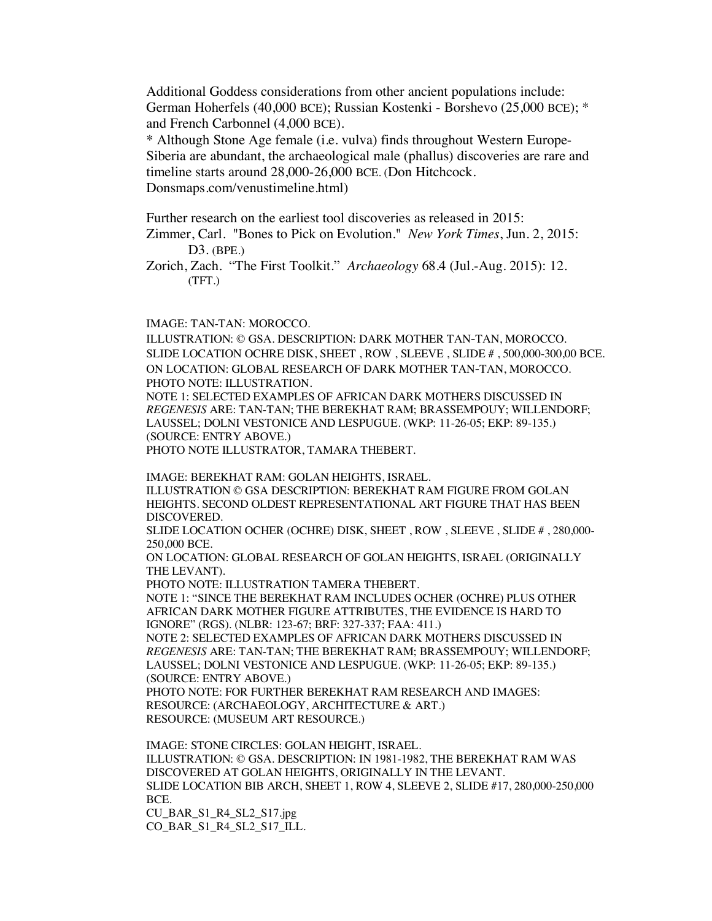Additional Goddess considerations from other ancient populations include: German Hoherfels (40,000 BCE); Russian Kostenki - Borshevo (25,000 BCE); * and French Carbonnel (4,000 BCE).

* Although Stone Age female (i.e. vulva) finds throughout Western Europe-Siberia are abundant, the archaeological male (phallus) discoveries are rare and timeline starts around 28,000-26,000 BCE. (Don Hitchcock. Donsmaps.com/venustimeline.html)

Further research on the earliest tool discoveries as released in 2015:

Zimmer, Carl. "Bones to Pick on Evolution." *New York Times*, Jun. 2, 2015: D3. (BPE.)

Zorich, Zach. "The First Toolkit." *Archaeology* 68.4 (Jul.-Aug. 2015): 12. (TFT.)

IMAGE: TAN-TAN: MOROCCO.
ILLUSTRATION: © GSA. DESCRIPTION: DARK MOTHER TAN-TAN, MOROCCO.
SLIDE LOCATION OCHRE DISK, SHEET , ROW , SLEEVE , SLIDE # , 500,000-300,00 BCE.
ON LOCATION: GLOBAL RESEARCH OF DARK MOTHER TAN-TAN, MOROCCO.
PHOTO NOTE: ILLUSTRATION.
NOTE 1: SELECTED EXAMPLES OF AFRICAN DARK MOTHERS DISCUSSED IN *REGENESIS* ARE: TAN-TAN; THE BEREKHAT RAM; BRASSEMPOUY; WILLENDORF; LAUSSEL; DOLNI VESTONICE AND LESPUGUE. (WKP: 11-26-05; EKP: 89-135.) (SOURCE: ENTRY ABOVE.)
PHOTO NOTE ILLUSTRATOR, TAMARA THEBERT.

IMAGE: BEREKHAT RAM: GOLAN HEIGHTS, ISRAEL.
ILLUSTRATION © GSA DESCRIPTION: BEREKHAT RAM FIGURE FROM GOLAN HEIGHTS. SECOND OLDEST REPRESENTATIONAL ART FIGURE THAT HAS BEEN DISCOVERED.
SLIDE LOCATION OCHER (OCHRE) DISK, SHEET , ROW , SLEEVE , SLIDE # , 280,000-250,000 BCE.
ON LOCATION: GLOBAL RESEARCH OF GOLAN HEIGHTS, ISRAEL (ORIGINALLY THE LEVANT).
PHOTO NOTE: ILLUSTRATION TAMERA THEBERT.
NOTE 1: "SINCE THE BEREKHAT RAM INCLUDES OCHER (OCHRE) PLUS OTHER AFRICAN DARK MOTHER FIGURE ATTRIBUTES, THE EVIDENCE IS HARD TO IGNORE" (RGS). (NLBR: 123-67; BRF: 327-337; FAA: 411.)
NOTE 2: SELECTED EXAMPLES OF AFRICAN DARK MOTHERS DISCUSSED IN *REGENESIS* ARE: TAN-TAN; THE BEREKHAT RAM; BRASSEMPOUY; WILLENDORF; LAUSSEL; DOLNI VESTONICE AND LESPUGUE. (WKP: 11-26-05; EKP: 89-135.) (SOURCE: ENTRY ABOVE.)
PHOTO NOTE: FOR FURTHER BEREKHAT RAM RESEARCH AND IMAGES:
RESOURCE: (ARCHAEOLOGY, ARCHITECTURE & ART.)
RESOURCE: (MUSEUM ART RESOURCE.)

IMAGE: STONE CIRCLES: GOLAN HEIGHT, ISRAEL.
ILLUSTRATION: © GSA. DESCRIPTION: IN 1981-1982, THE BEREKHAT RAM WAS DISCOVERED AT GOLAN HEIGHTS, ORIGINALLY IN THE LEVANT.
SLIDE LOCATION BIB ARCH, SHEET 1, ROW 4, SLEEVE 2, SLIDE #17, 280,000-250,000 BCE.
CU_BAR_S1_R4_SL2_S17.jpg
CO_BAR_S1_R4_SL2_S17_ILL.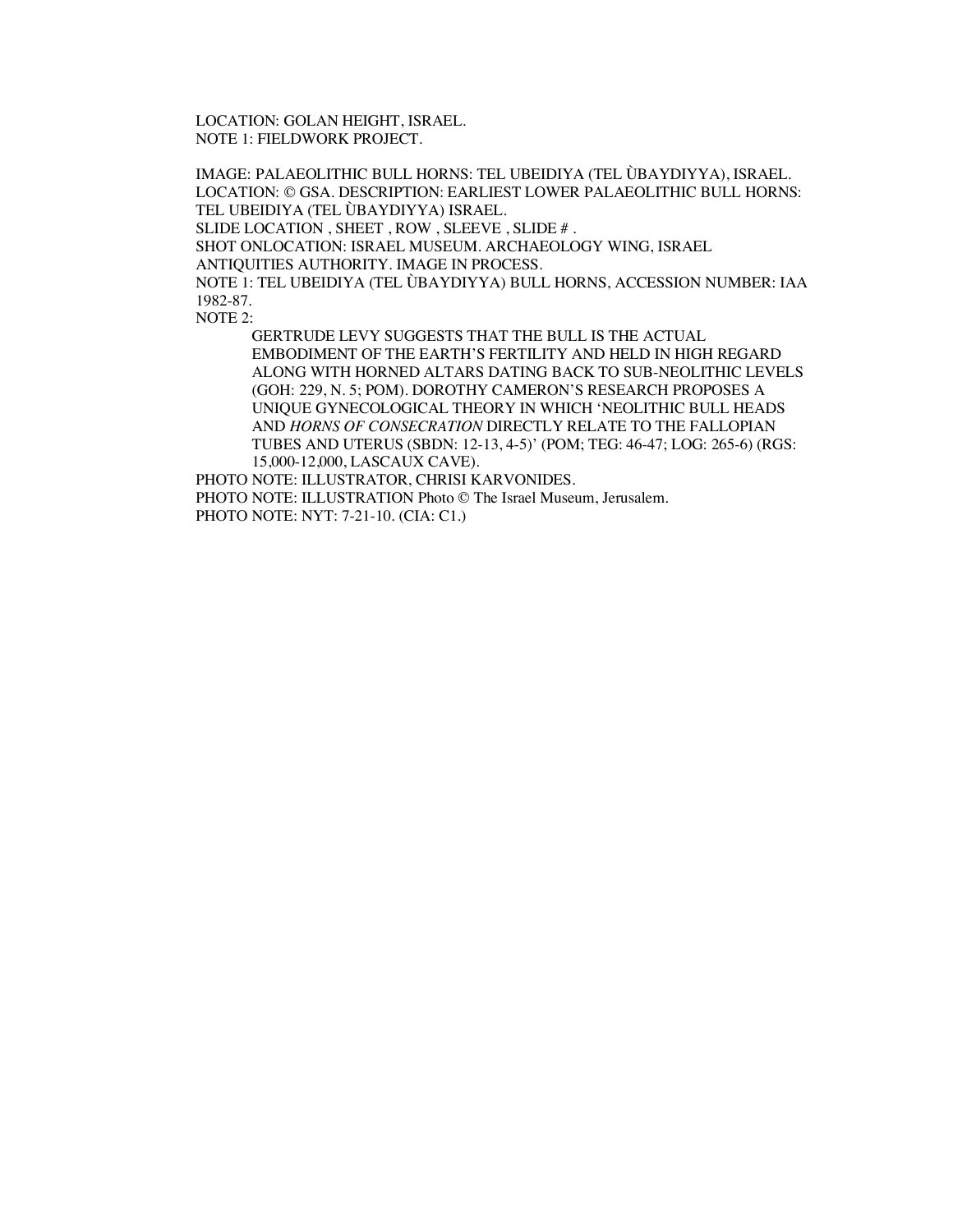LOCATION: GOLAN HEIGHT, ISRAEL.
NOTE 1: FIELDWORK PROJECT.

IMAGE: PALAEOLITHIC BULL HORNS: TEL UBEIDIYA (TEL ÙBAYDIYYA), ISRAEL.
LOCATION: © GSA. DESCRIPTION: EARLIEST LOWER PALAEOLITHIC BULL HORNS: TEL UBEIDIYA (TEL ÙBAYDIYYA) ISRAEL.
SLIDE LOCATION , SHEET , ROW , SLEEVE , SLIDE # .
SHOT ONLOCATION: ISRAEL MUSEUM. ARCHAEOLOGY WING, ISRAEL ANTIQUITIES AUTHORITY. IMAGE IN PROCESS.
NOTE 1: TEL UBEIDIYA (TEL ÙBAYDIYYA) BULL HORNS, ACCESSION NUMBER: IAA 1982-87.
NOTE 2:

> GERTRUDE LEVY SUGGESTS THAT THE BULL IS THE ACTUAL EMBODIMENT OF THE EARTH'S FERTILITY AND HELD IN HIGH REGARD ALONG WITH HORNED ALTARS DATING BACK TO SUB-NEOLITHIC LEVELS (GOH: 229, N. 5; POM). DOROTHY CAMERON'S RESEARCH PROPOSES A UNIQUE GYNECOLOGICAL THEORY IN WHICH 'NEOLITHIC BULL HEADS AND *HORNS OF CONSECRATION* DIRECTLY RELATE TO THE FALLOPIAN TUBES AND UTERUS (SBDN: 12-13, 4-5)' (POM; TEG: 46-47; LOG: 265-6) (RGS: 15,000-12,000, LASCAUX CAVE).

PHOTO NOTE: ILLUSTRATOR, CHRISI KARVONIDES.
PHOTO NOTE: ILLUSTRATION Photo © The Israel Museum, Jerusalem.
PHOTO NOTE: NYT: 7-21-10. (CIA: C1.)